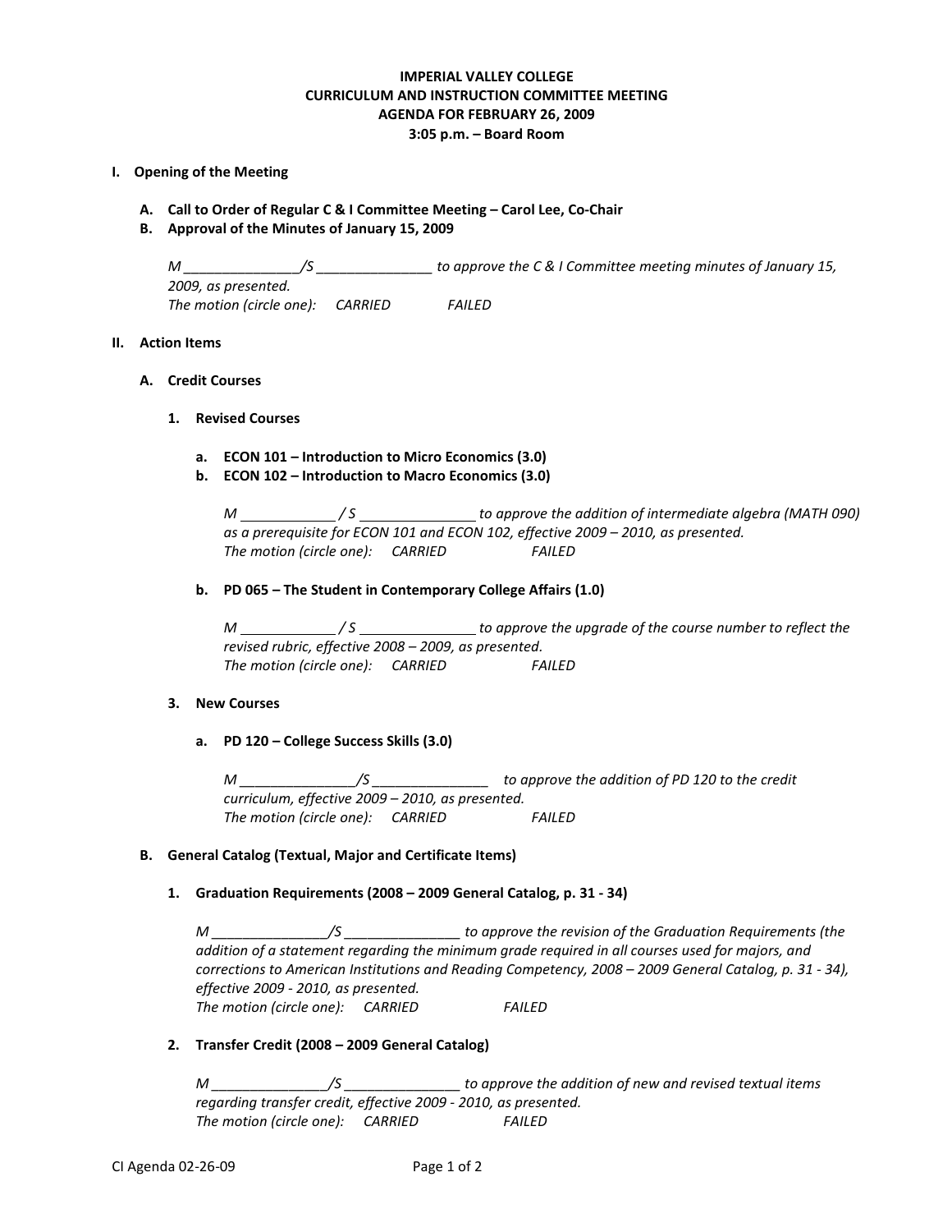**IMPERIAL VALLEY COLLEGE**
**CURRICULUM AND INSTRUCTION COMMITTEE MEETING**
**AGENDA FOR FEBRUARY 26, 2009**
**3:05 p.m. – Board Room**

## I. Opening of the Meeting

### A. Call to Order of Regular C & I Committee Meeting – Carol Lee, Co-Chair

### B. Approval of the Minutes of January 15, 2009

*M _______________/S _______________ to approve the C & I Committee meeting minutes of January 15, 2009, as presented.*
*The motion (circle one): CARRIED FAILED*

## II. Action Items

### A. Credit Courses

#### 1. Revised Courses

**a. ECON 101 – Introduction to Micro Economics (3.0)**
**b. ECON 102 – Introduction to Macro Economics (3.0)**

*M ____________ / S _______________ to approve the addition of intermediate algebra (MATH 090) as a prerequisite for ECON 101 and ECON 102, effective 2009 – 2010, as presented.*
*The motion (circle one): CARRIED FAILED*

**b. PD 065 – The Student in Contemporary College Affairs (1.0)**

*M ____________ / S _______________ to approve the upgrade of the course number to reflect the revised rubric, effective 2008 – 2009, as presented.*
*The motion (circle one): CARRIED FAILED*

#### 3. New Courses

**a. PD 120 – College Success Skills (3.0)**

*M _______________/S _______________ to approve the addition of PD 120 to the credit curriculum, effective 2009 – 2010, as presented.*
*The motion (circle one): CARRIED FAILED*

### B. General Catalog (Textual, Major and Certificate Items)

#### 1. Graduation Requirements (2008 – 2009 General Catalog, p. 31 - 34)

*M _______________/S _______________ to approve the revision of the Graduation Requirements (the addition of a statement regarding the minimum grade required in all courses used for majors, and corrections to American Institutions and Reading Competency, 2008 – 2009 General Catalog, p. 31 - 34), effective 2009 - 2010, as presented.*
*The motion (circle one): CARRIED FAILED*

#### 2. Transfer Credit (2008 – 2009 General Catalog)

*M _______________/S _______________ to approve the addition of new and revised textual items regarding transfer credit, effective 2009 - 2010, as presented.*
*The motion (circle one): CARRIED FAILED*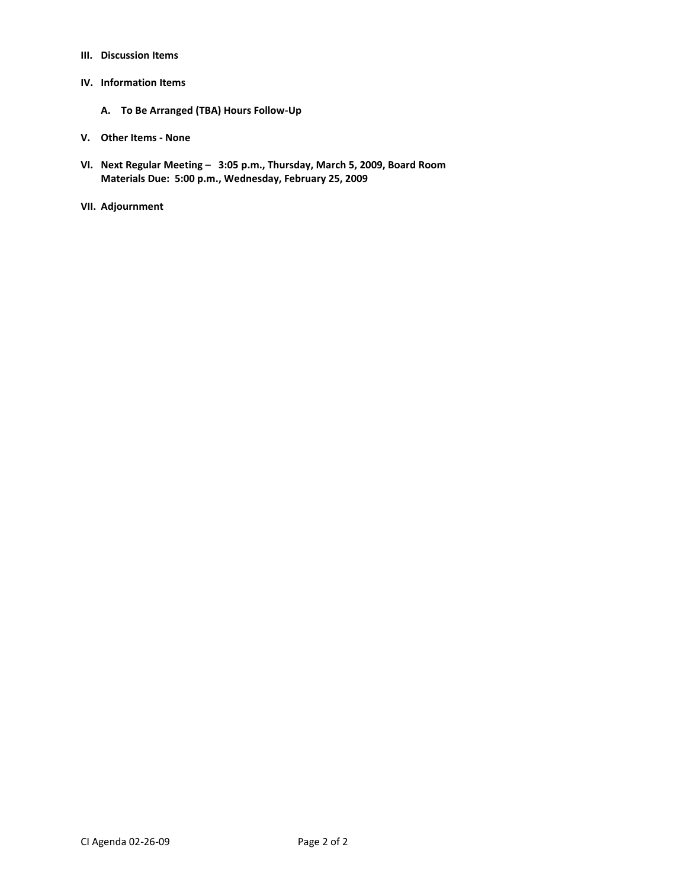**III. Discussion Items**

**IV. Information Items**

**A. To Be Arranged (TBA) Hours Follow-Up**

**V. Other Items - None**

**VI. Next Regular Meeting – 3:05 p.m., Thursday, March 5, 2009, Board Room**
**Materials Due: 5:00 p.m., Wednesday, February 25, 2009**

**VII. Adjournment**